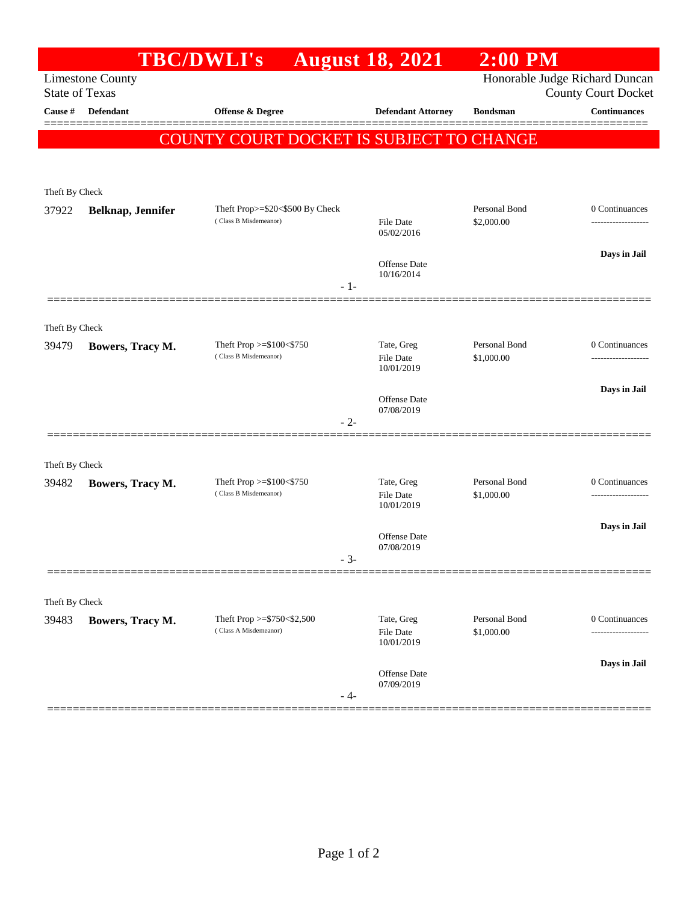# TBC/DWLI's August 18, 2021 2:00 PM

Limestone County
State of Texas

Honorable Judge Richard Duncan
County Court Docket

| Cause # | Defendant | Offense & Degree | Defendant Attorney | Bondsman | Continuances |
|---|---|---|---|---|---|

**COUNTY COURT DOCKET IS SUBJECT TO CHANGE**

---

Theft By Check

| Cause # | Defendant | Offense & Degree | Defendant Attorney | Bondsman | Continuances |
|---|---|---|---|---|---|
| 37922 | **Belknap, Jennifer** | Theft Prop>=$20<$500 By Check (Class B Misdemeanor) | File Date 05/02/2016<br>Offense Date 10/16/2014 | Personal Bond $2,000.00 | 0 Continuances<br>**Days in Jail** |

- 1-

---

Theft By Check

| Cause # | Defendant | Offense & Degree | Defendant Attorney | Bondsman | Continuances |
|---|---|---|---|---|---|
| 39479 | **Bowers, Tracy M.** | Theft Prop >=$100<$750 (Class B Misdemeanor) | Tate, Greg<br>File Date 10/01/2019<br>Offense Date 07/08/2019 | Personal Bond $1,000.00 | 0 Continuances<br>**Days in Jail** |

- 2-

---

Theft By Check

| Cause # | Defendant | Offense & Degree | Defendant Attorney | Bondsman | Continuances |
|---|---|---|---|---|---|
| 39482 | **Bowers, Tracy M.** | Theft Prop >=$100<$750 (Class B Misdemeanor) | Tate, Greg<br>File Date 10/01/2019<br>Offense Date 07/08/2019 | Personal Bond $1,000.00 | 0 Continuances<br>**Days in Jail** |

- 3-

---

Theft By Check

| Cause # | Defendant | Offense & Degree | Defendant Attorney | Bondsman | Continuances |
|---|---|---|---|---|---|
| 39483 | **Bowers, Tracy M.** | Theft Prop >=$750<$2,500 (Class A Misdemeanor) | Tate, Greg<br>File Date 10/01/2019<br>Offense Date 07/09/2019 | Personal Bond $1,000.00 | 0 Continuances<br>**Days in Jail** |

- 4-

---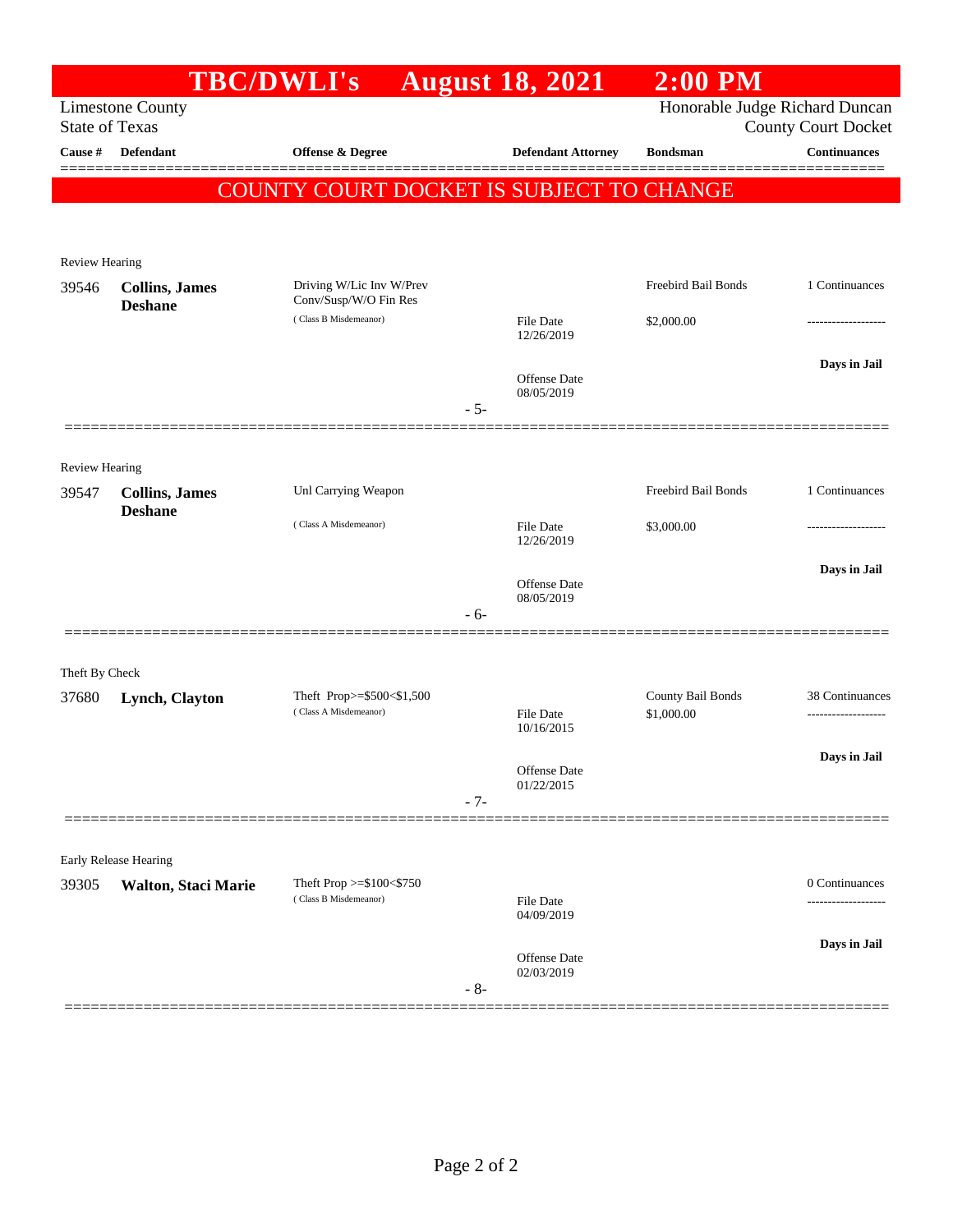# TBC/DWLI's August 18, 2021 2:00 PM

Limestone County
State of Texas

Honorable Judge Richard Duncan
County Court Docket

| Cause # | Defendant | Offense & Degree | Defendant Attorney | Bondsman | Continuances |
|---|---|---|---|---|---|

**COUNTY COURT DOCKET IS SUBJECT TO CHANGE**

Review Hearing

| Cause # | Defendant | Offense & Degree | Defendant Attorney | Bondsman | Continuances |
|---|---|---|---|---|---|
| 39546 | **Collins, James Deshane** | Driving W/Lic Inv W/Prev Conv/Susp/W/O Fin Res ( Class B Misdemeanor) | File Date 12/26/2019 Offense Date 08/05/2019 | Freebird Bail Bonds $2,000.00 | 1 Continuances ------------------- **Days in Jail** |

- 5-

Review Hearing

| Cause # | Defendant | Offense & Degree | Defendant Attorney | Bondsman | Continuances |
|---|---|---|---|---|---|
| 39547 | **Collins, James Deshane** | Unl Carrying Weapon ( Class A Misdemeanor) | File Date 12/26/2019 Offense Date 08/05/2019 | Freebird Bail Bonds $3,000.00 | 1 Continuances ------------------- **Days in Jail** |

- 6-

Theft By Check

| Cause # | Defendant | Offense & Degree | Defendant Attorney | Bondsman | Continuances |
|---|---|---|---|---|---|
| 37680 | **Lynch, Clayton** | Theft Prop>=$500<$1,500 ( Class A Misdemeanor) | File Date 10/16/2015 Offense Date 01/22/2015 | County Bail Bonds $1,000.00 | 38 Continuances ------------------- **Days in Jail** |

- 7-

Early Release Hearing

| Cause # | Defendant | Offense & Degree | Defendant Attorney | Bondsman | Continuances |
|---|---|---|---|---|---|
| 39305 | **Walton, Staci Marie** | Theft Prop >=$100<$750 ( Class B Misdemeanor) | File Date 04/09/2019 Offense Date 02/03/2019 | | 0 Continuances ------------------- **Days in Jail** |

- 8-